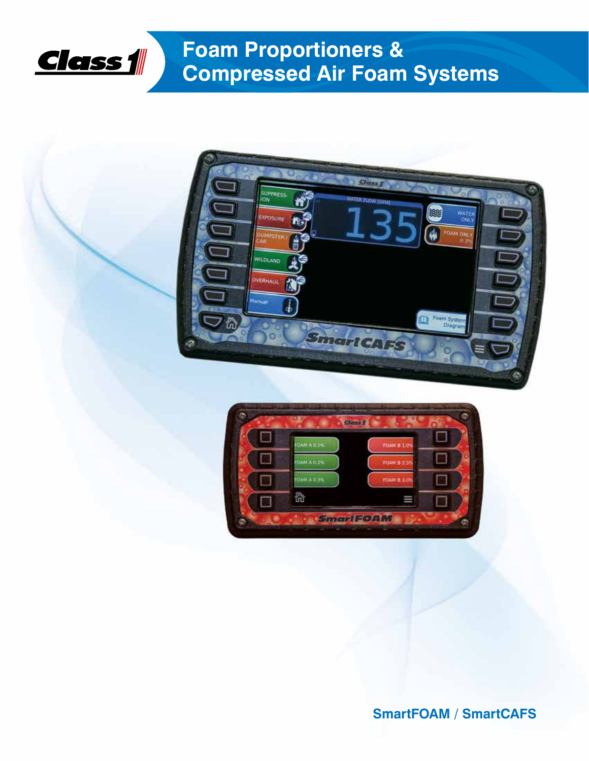Class 1

# Foam Proportioners & Compressed Air Foam Systems

SmartFOAM / SmartCAFS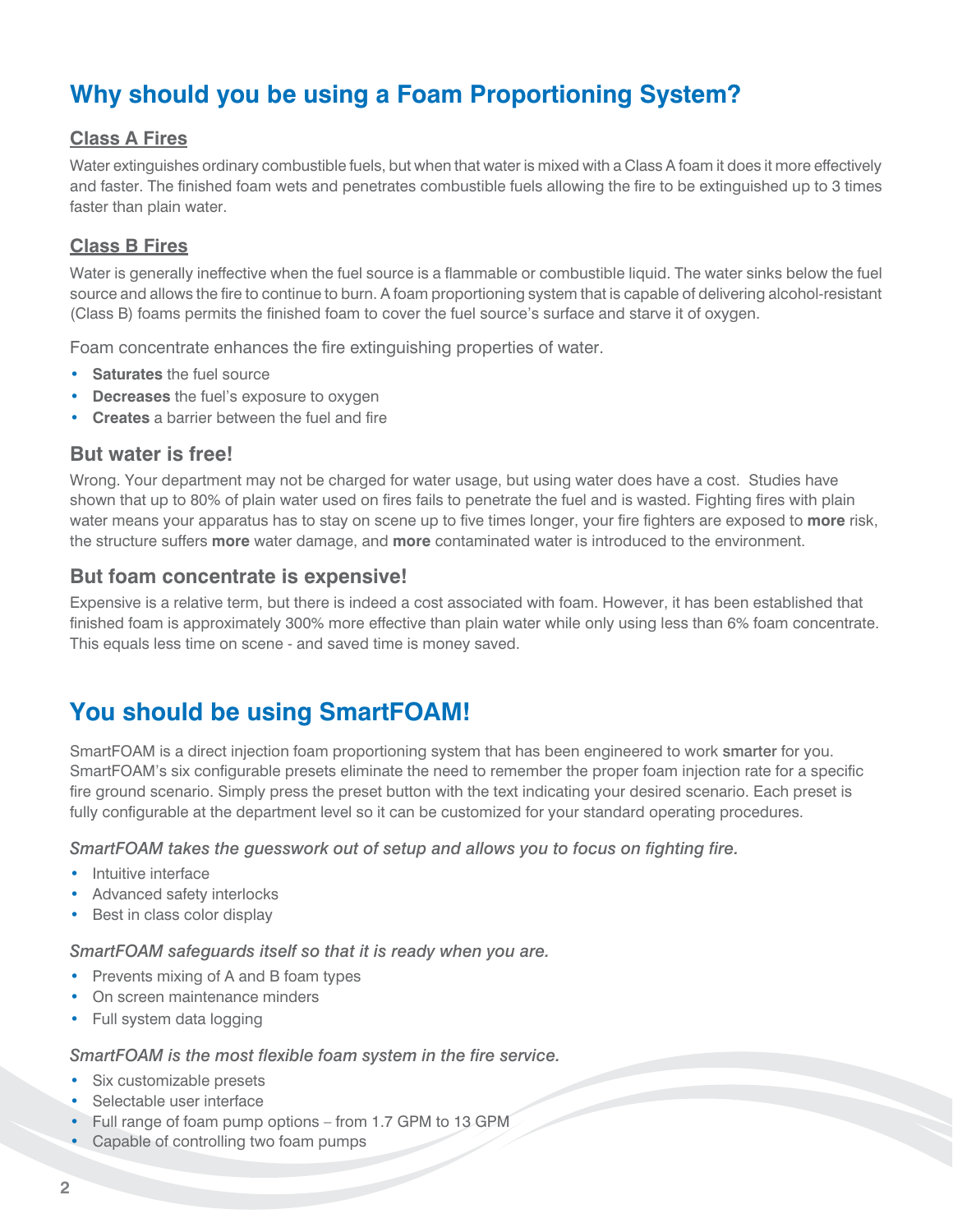## Why should you be using a Foam Proportioning System?

### Class A Fires

Water extinguishes ordinary combustible fuels, but when that water is mixed with a Class A foam it does it more effectively and faster. The finished foam wets and penetrates combustible fuels allowing the fire to be extinguished up to 3 times faster than plain water.

### Class B Fires

Water is generally ineffective when the fuel source is a flammable or combustible liquid. The water sinks below the fuel source and allows the fire to continue to burn. A foam proportioning system that is capable of delivering alcohol-resistant (Class B) foams permits the finished foam to cover the fuel source's surface and starve it of oxygen.

Foam concentrate enhances the fire extinguishing properties of water.

- **Saturates** the fuel source
- **Decreases** the fuel's exposure to oxygen
- **Creates** a barrier between the fuel and fire

### But water is free!

Wrong. Your department may not be charged for water usage, but using water does have a cost. Studies have shown that up to 80% of plain water used on fires fails to penetrate the fuel and is wasted. Fighting fires with plain water means your apparatus has to stay on scene up to five times longer, your fire fighters are exposed to **more** risk, the structure suffers **more** water damage, and **more** contaminated water is introduced to the environment.

### But foam concentrate is expensive!

Expensive is a relative term, but there is indeed a cost associated with foam. However, it has been established that finished foam is approximately 300% more effective than plain water while only using less than 6% foam concentrate. This equals less time on scene - and saved time is money saved.

## You should be using SmartFOAM!

SmartFOAM is a direct injection foam proportioning system that has been engineered to work **smarter** for you. SmartFOAM's six configurable presets eliminate the need to remember the proper foam injection rate for a specific fire ground scenario. Simply press the preset button with the text indicating your desired scenario. Each preset is fully configurable at the department level so it can be customized for your standard operating procedures.

*SmartFOAM takes the guesswork out of setup and allows you to focus on fighting fire.*

- Intuitive interface
- Advanced safety interlocks
- Best in class color display

*SmartFOAM safeguards itself so that it is ready when you are.*

- Prevents mixing of A and B foam types
- On screen maintenance minders
- Full system data logging

*SmartFOAM is the most flexible foam system in the fire service.*

- Six customizable presets
- Selectable user interface
- Full range of foam pump options – from 1.7 GPM to 13 GPM
- Capable of controlling two foam pumps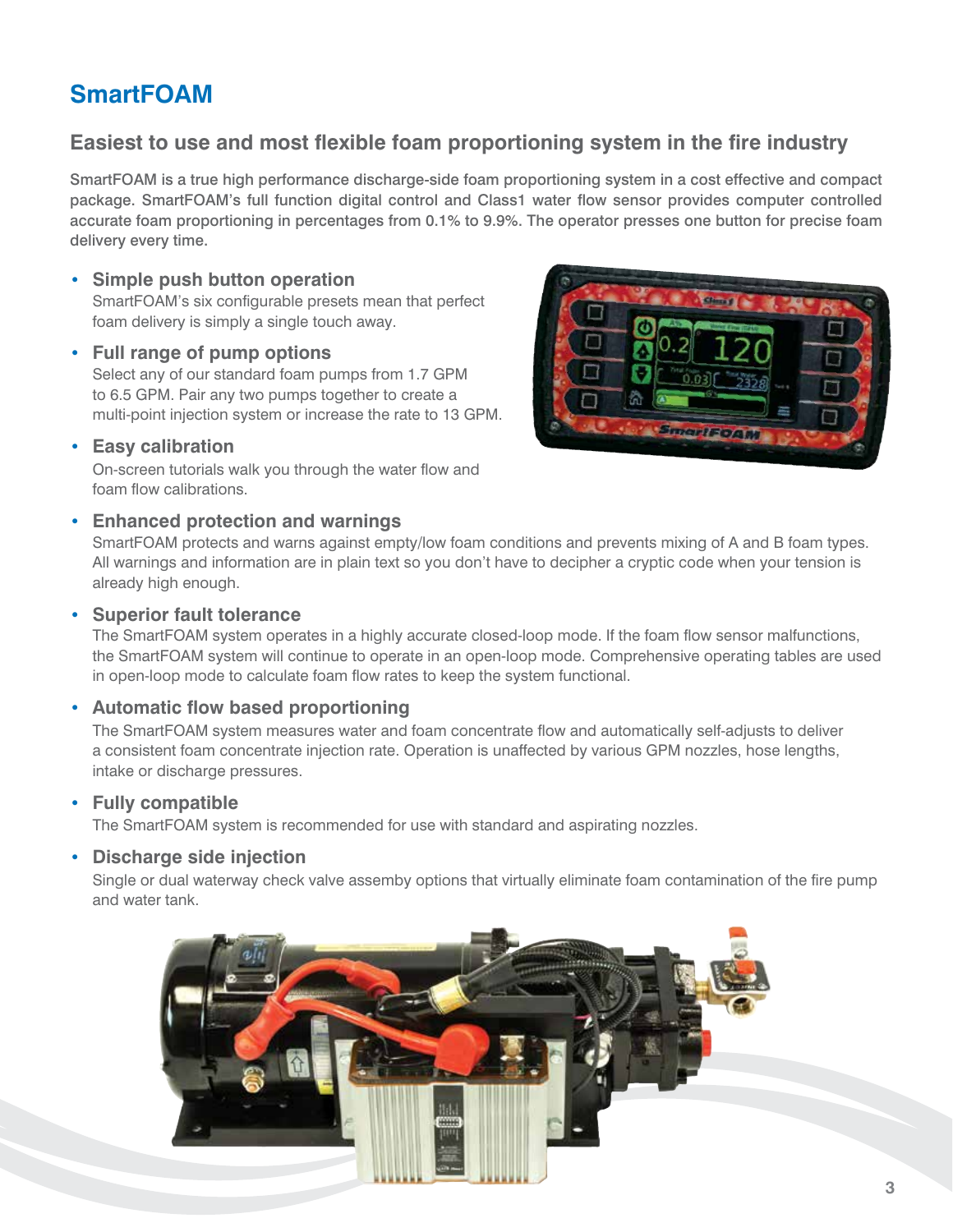# SmartFOAM

## Easiest to use and most flexible foam proportioning system in the fire industry

SmartFOAM is a true high performance discharge-side foam proportioning system in a cost effective and compact package. SmartFOAM's full function digital control and Class1 water flow sensor provides computer controlled accurate foam proportioning in percentages from 0.1% to 9.9%. The operator presses one button for precise foam delivery every time.

- **Simple push button operation**
  SmartFOAM's six configurable presets mean that perfect foam delivery is simply a single touch away.
- **Full range of pump options**
  Select any of our standard foam pumps from 1.7 GPM to 6.5 GPM. Pair any two pumps together to create a multi-point injection system or increase the rate to 13 GPM.
- **Easy calibration**
  On-screen tutorials walk you through the water flow and foam flow calibrations.
- **Enhanced protection and warnings**
  SmartFOAM protects and warns against empty/low foam conditions and prevents mixing of A and B foam types. All warnings and information are in plain text so you don't have to decipher a cryptic code when your tension is already high enough.
- **Superior fault tolerance**
  The SmartFOAM system operates in a highly accurate closed-loop mode. If the foam flow sensor malfunctions, the SmartFOAM system will continue to operate in an open-loop mode. Comprehensive operating tables are used in open-loop mode to calculate foam flow rates to keep the system functional.
- **Automatic flow based proportioning**
  The SmartFOAM system measures water and foam concentrate flow and automatically self-adjusts to deliver a consistent foam concentrate injection rate. Operation is unaffected by various GPM nozzles, hose lengths, intake or discharge pressures.
- **Fully compatible**
  The SmartFOAM system is recommended for use with standard and aspirating nozzles.
- **Discharge side injection**
  Single or dual waterway check valve assemby options that virtually eliminate foam contamination of the fire pump and water tank.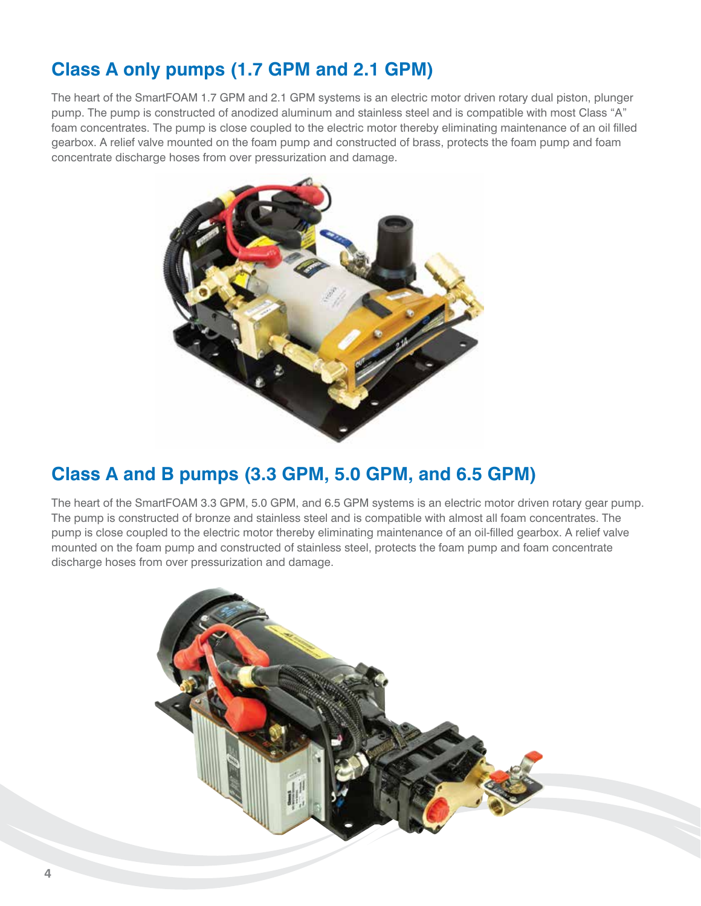## Class A only pumps (1.7 GPM and 2.1 GPM)

The heart of the SmartFOAM 1.7 GPM and 2.1 GPM systems is an electric motor driven rotary dual piston, plunger pump. The pump is constructed of anodized aluminum and stainless steel and is compatible with most Class "A" foam concentrates. The pump is close coupled to the electric motor thereby eliminating maintenance of an oil filled gearbox. A relief valve mounted on the foam pump and constructed of brass, protects the foam pump and foam concentrate discharge hoses from over pressurization and damage.

## Class A and B pumps (3.3 GPM, 5.0 GPM, and 6.5 GPM)

The heart of the SmartFOAM 3.3 GPM, 5.0 GPM, and 6.5 GPM systems is an electric motor driven rotary gear pump. The pump is constructed of bronze and stainless steel and is compatible with almost all foam concentrates. The pump is close coupled to the electric motor thereby eliminating maintenance of an oil-filled gearbox. A relief valve mounted on the foam pump and constructed of stainless steel, protects the foam pump and foam concentrate discharge hoses from over pressurization and damage.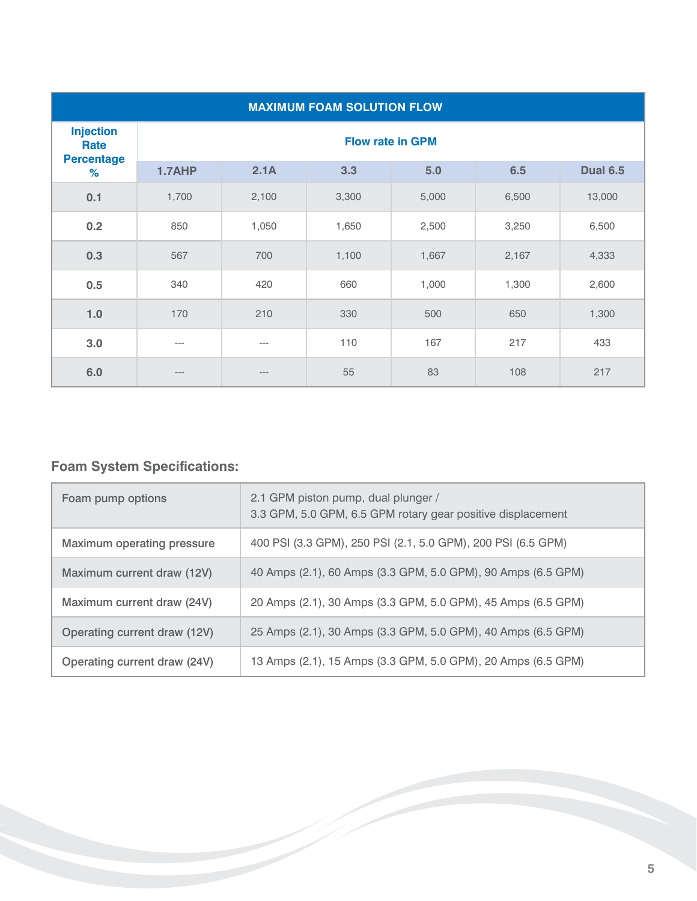| MAXIMUM FOAM SOLUTION FLOW | | | | | | |
|---|---|---|---|---|---|---|
| Injection Rate Percentage % | Flow rate in GPM | | | | | |
| | 1.7AHP | 2.1A | 3.3 | 5.0 | 6.5 | Dual 6.5 |
| 0.1 | 1,700 | 2,100 | 3,300 | 5,000 | 6,500 | 13,000 |
| 0.2 | 850 | 1,050 | 1,650 | 2,500 | 3,250 | 6,500 |
| 0.3 | 567 | 700 | 1,100 | 1,667 | 2,167 | 4,333 |
| 0.5 | 340 | 420 | 660 | 1,000 | 1,300 | 2,600 |
| 1.0 | 170 | 210 | 330 | 500 | 650 | 1,300 |
| 3.0 | --- | --- | 110 | 167 | 217 | 433 |
| 6.0 | --- | --- | 55 | 83 | 108 | 217 |

### Foam System Specifications:

| | |
|---|---|
| Foam pump options | 2.1 GPM piston pump, dual plunger / 3.3 GPM, 5.0 GPM, 6.5 GPM rotary gear positive displacement |
| Maximum operating pressure | 400 PSI (3.3 GPM), 250 PSI (2.1, 5.0 GPM), 200 PSI (6.5 GPM) |
| Maximum current draw (12V) | 40 Amps (2.1), 60 Amps (3.3 GPM, 5.0 GPM), 90 Amps (6.5 GPM) |
| Maximum current draw (24V) | 20 Amps (2.1), 30 Amps (3.3 GPM, 5.0 GPM), 45 Amps (6.5 GPM) |
| Operating current draw (12V) | 25 Amps (2.1), 30 Amps (3.3 GPM, 5.0 GPM), 40 Amps (6.5 GPM) |
| Operating current draw (24V) | 13 Amps (2.1), 15 Amps (3.3 GPM, 5.0 GPM), 20 Amps (6.5 GPM) |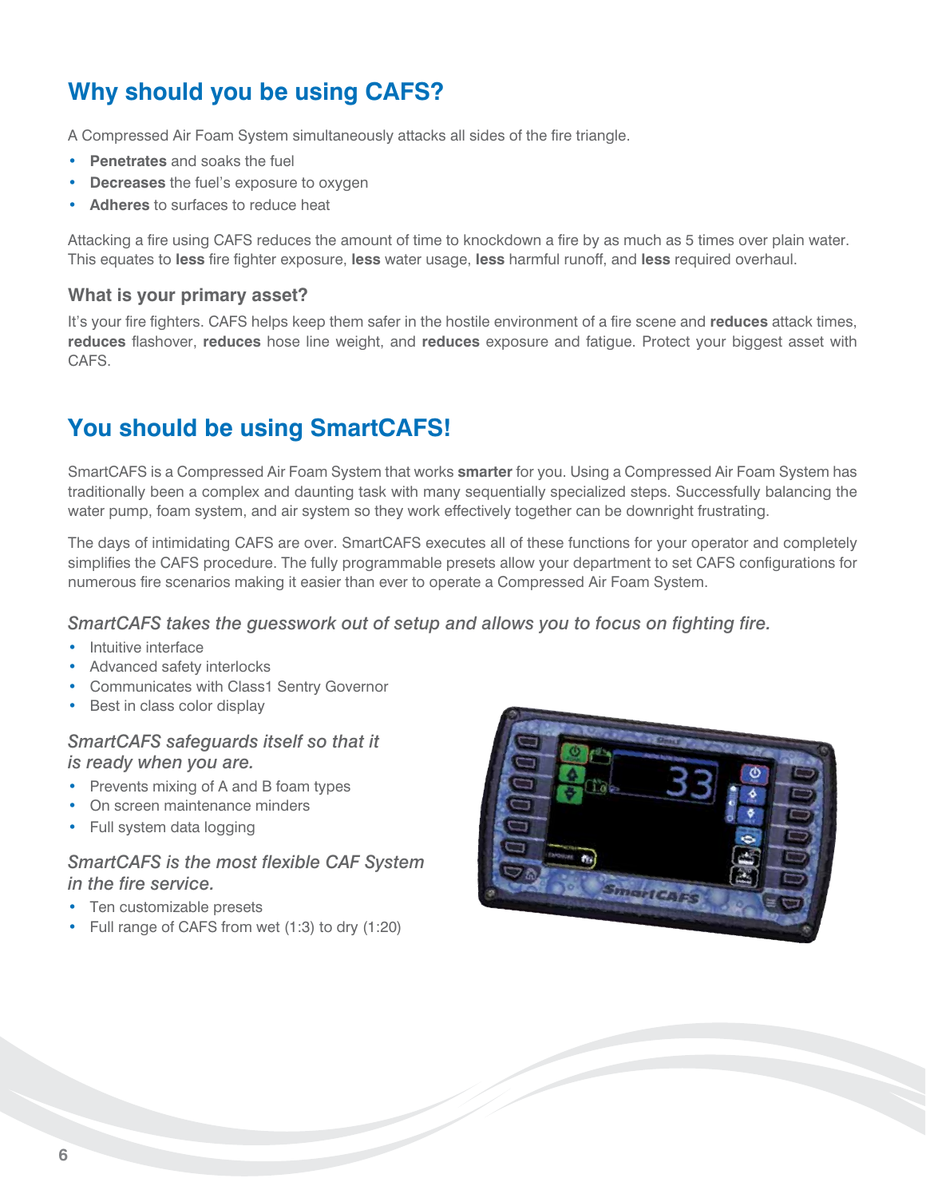## Why should you be using CAFS?

A Compressed Air Foam System simultaneously attacks all sides of the fire triangle.

- **Penetrates** and soaks the fuel
- **Decreases** the fuel's exposure to oxygen
- **Adheres** to surfaces to reduce heat

Attacking a fire using CAFS reduces the amount of time to knockdown a fire by as much as 5 times over plain water. This equates to **less** fire fighter exposure, **less** water usage, **less** harmful runoff, and **less** required overhaul.

### What is your primary asset?

It's your fire fighters. CAFS helps keep them safer in the hostile environment of a fire scene and **reduces** attack times, **reduces** flashover, **reduces** hose line weight, and **reduces** exposure and fatigue. Protect your biggest asset with CAFS.

## You should be using SmartCAFS!

SmartCAFS is a Compressed Air Foam System that works **smarter** for you. Using a Compressed Air Foam System has traditionally been a complex and daunting task with many sequentially specialized steps. Successfully balancing the water pump, foam system, and air system so they work effectively together can be downright frustrating.

The days of intimidating CAFS are over. SmartCAFS executes all of these functions for your operator and completely simplifies the CAFS procedure. The fully programmable presets allow your department to set CAFS configurations for numerous fire scenarios making it easier than ever to operate a Compressed Air Foam System.

### *SmartCAFS takes the guesswork out of setup and allows you to focus on fighting fire.*

- Intuitive interface
- Advanced safety interlocks
- Communicates with Class1 Sentry Governor
- Best in class color display

### *SmartCAFS safeguards itself so that it is ready when you are.*

- Prevents mixing of A and B foam types
- On screen maintenance minders
- Full system data logging

### *SmartCAFS is the most flexible CAF System in the fire service.*

- Ten customizable presets
- Full range of CAFS from wet (1:3) to dry (1:20)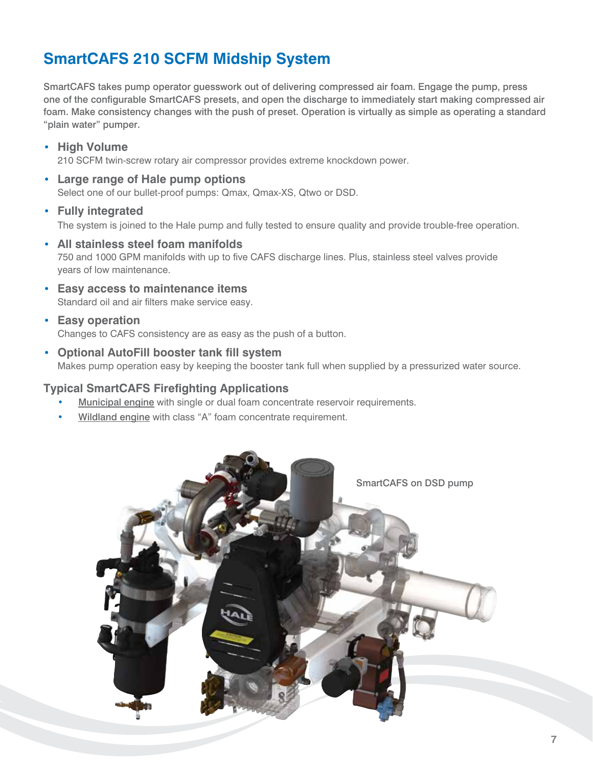# SmartCAFS 210 SCFM Midship System

SmartCAFS takes pump operator guesswork out of delivering compressed air foam. Engage the pump, press one of the configurable SmartCAFS presets, and open the discharge to immediately start making compressed air foam. Make consistency changes with the push of preset. Operation is virtually as simple as operating a standard "plain water" pumper.

- **High Volume**
  210 SCFM twin-screw rotary air compressor provides extreme knockdown power.
- **Large range of Hale pump options**
  Select one of our bullet-proof pumps: Qmax, Qmax-XS, Qtwo or DSD.
- **Fully integrated**
  The system is joined to the Hale pump and fully tested to ensure quality and provide trouble-free operation.
- **All stainless steel foam manifolds**
  750 and 1000 GPM manifolds with up to five CAFS discharge lines. Plus, stainless steel valves provide years of low maintenance.
- **Easy access to maintenance items**
  Standard oil and air filters make service easy.
- **Easy operation**
  Changes to CAFS consistency are as easy as the push of a button.
- **Optional AutoFill booster tank fill system**
  Makes pump operation easy by keeping the booster tank full when supplied by a pressurized water source.

### Typical SmartCAFS Firefighting Applications

- Municipal engine with single or dual foam concentrate reservoir requirements.
- Wildland engine with class "A" foam concentrate requirement.

SmartCAFS on DSD pump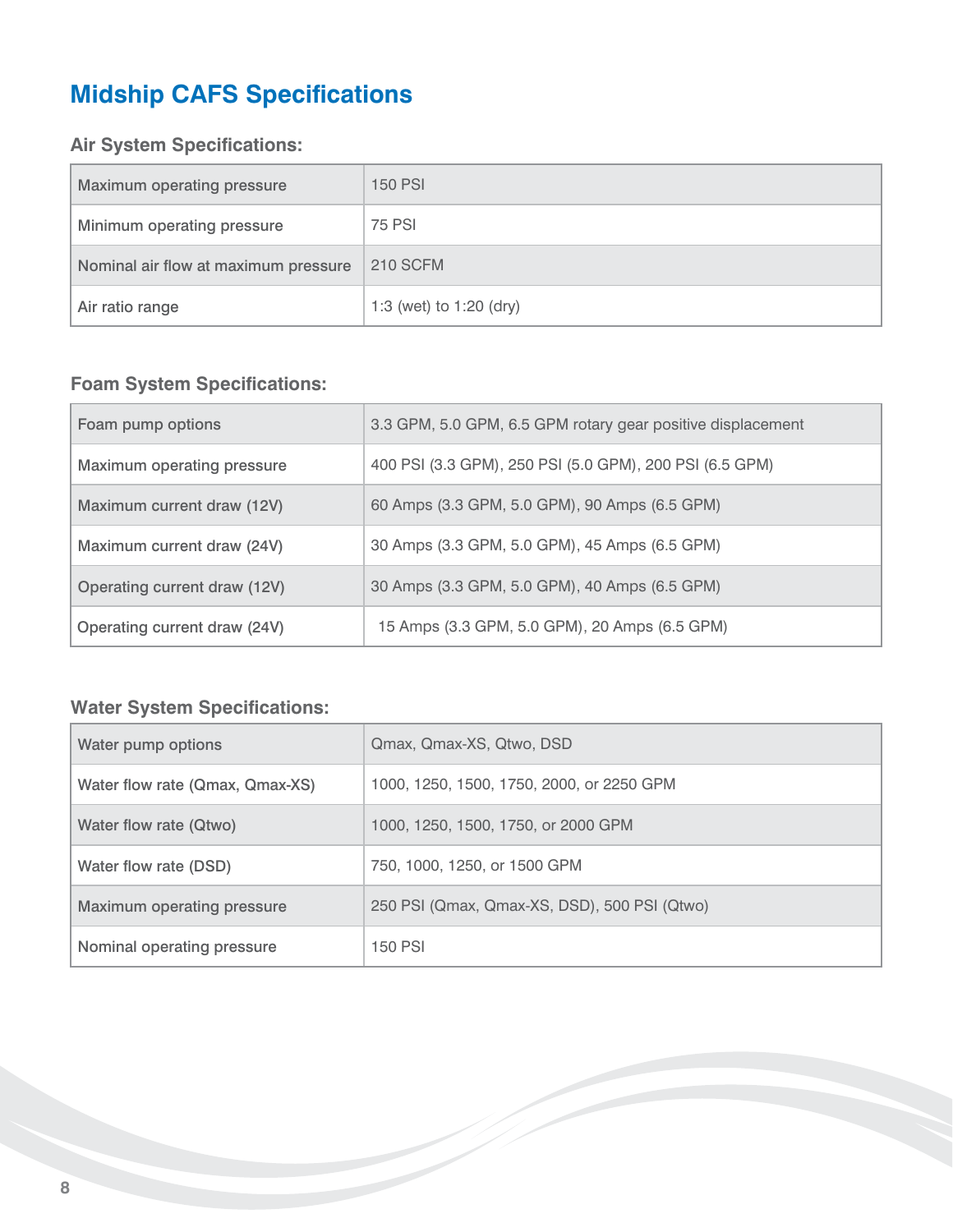# Midship CAFS Specifications

### Air System Specifications:

| | |
|---|---|
| Maximum operating pressure | 150 PSI |
| Minimum operating pressure | 75 PSI |
| Nominal air flow at maximum pressure | 210 SCFM |
| Air ratio range | 1:3 (wet) to 1:20 (dry) |

### Foam System Specifications:

| | |
|---|---|
| Foam pump options | 3.3 GPM, 5.0 GPM, 6.5 GPM rotary gear positive displacement |
| Maximum operating pressure | 400 PSI (3.3 GPM), 250 PSI (5.0 GPM), 200 PSI (6.5 GPM) |
| Maximum current draw (12V) | 60 Amps (3.3 GPM, 5.0 GPM), 90 Amps (6.5 GPM) |
| Maximum current draw (24V) | 30 Amps (3.3 GPM, 5.0 GPM), 45 Amps (6.5 GPM) |
| Operating current draw (12V) | 30 Amps (3.3 GPM, 5.0 GPM), 40 Amps (6.5 GPM) |
| Operating current draw (24V) | 15 Amps (3.3 GPM, 5.0 GPM), 20 Amps (6.5 GPM) |

### Water System Specifications:

| | |
|---|---|
| Water pump options | Qmax, Qmax-XS, Qtwo, DSD |
| Water flow rate (Qmax, Qmax-XS) | 1000, 1250, 1500, 1750, 2000, or 2250 GPM |
| Water flow rate (Qtwo) | 1000, 1250, 1500, 1750, or 2000 GPM |
| Water flow rate (DSD) | 750, 1000, 1250, or 1500 GPM |
| Maximum operating pressure | 250 PSI (Qmax, Qmax-XS, DSD), 500 PSI (Qtwo) |
| Nominal operating pressure | 150 PSI |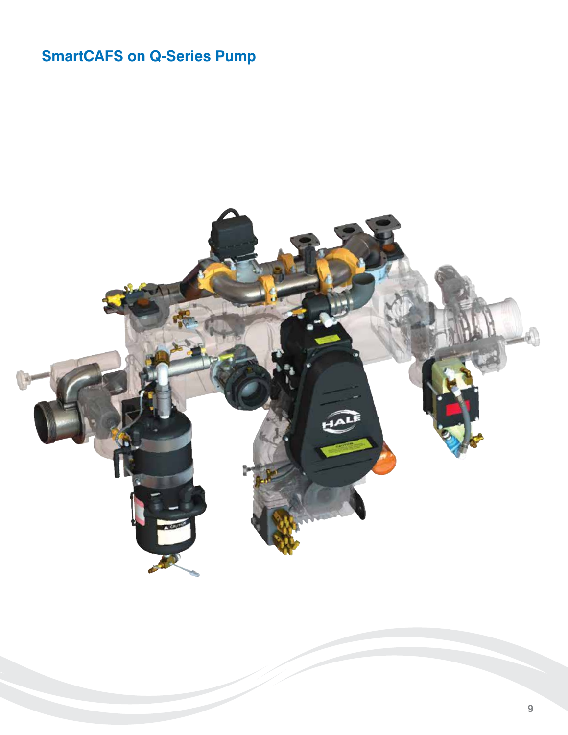## SmartCAFS on Q-Series Pump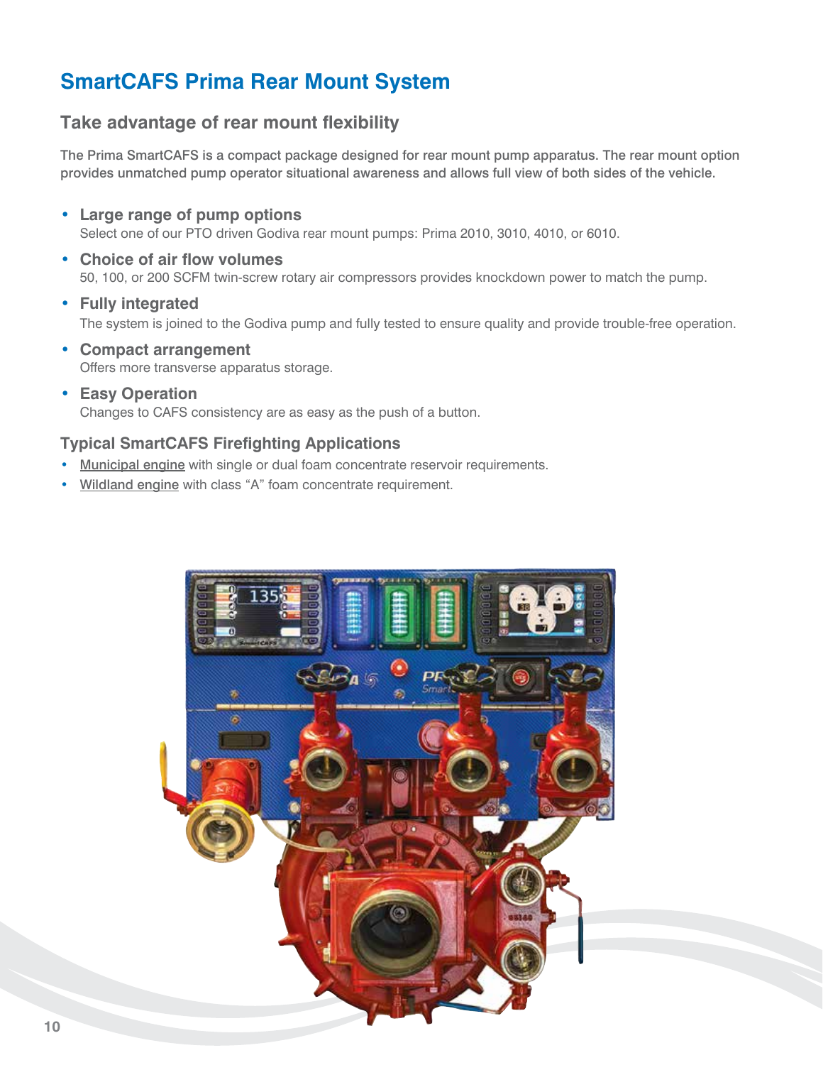# SmartCAFS Prima Rear Mount System

## Take advantage of rear mount flexibility

The Prima SmartCAFS is a compact package designed for rear mount pump apparatus. The rear mount option provides unmatched pump operator situational awareness and allows full view of both sides of the vehicle.

- **Large range of pump options**
  Select one of our PTO driven Godiva rear mount pumps: Prima 2010, 3010, 4010, or 6010.
- **Choice of air flow volumes**
  50, 100, or 200 SCFM twin-screw rotary air compressors provides knockdown power to match the pump.
- **Fully integrated**
  The system is joined to the Godiva pump and fully tested to ensure quality and provide trouble-free operation.
- **Compact arrangement**
  Offers more transverse apparatus storage.
- **Easy Operation**
  Changes to CAFS consistency are as easy as the push of a button.

### Typical SmartCAFS Firefighting Applications

- Municipal engine with single or dual foam concentrate reservoir requirements.
- Wildland engine with class "A" foam concentrate requirement.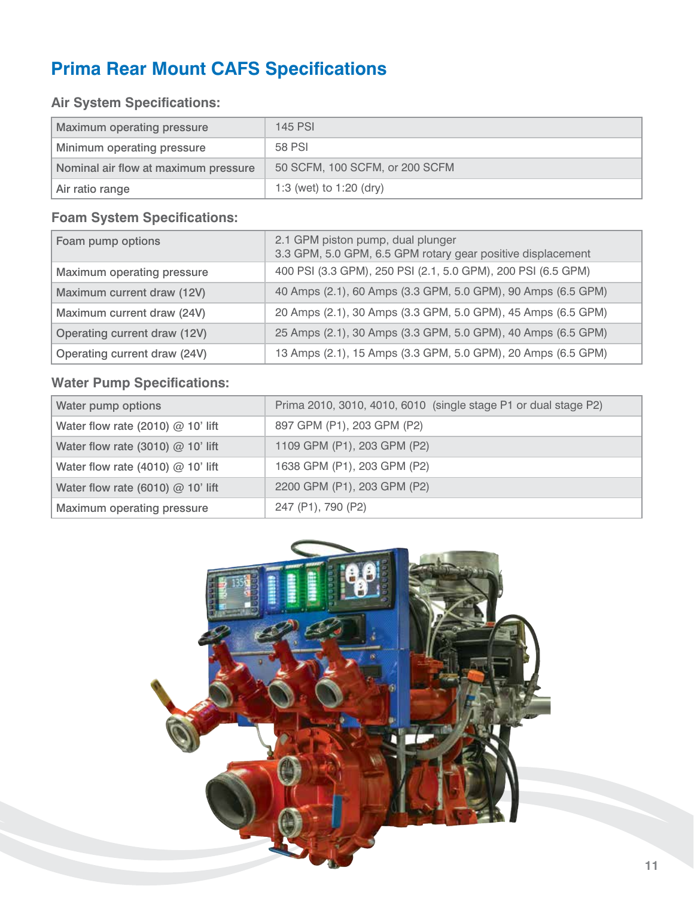# Prima Rear Mount CAFS Specifications

## Air System Specifications:

| Maximum operating pressure | 145 PSI |
|---|---|
| Minimum operating pressure | 58 PSI |
| Nominal air flow at maximum pressure | 50 SCFM, 100 SCFM, or 200 SCFM |
| Air ratio range | 1:3 (wet) to 1:20 (dry) |

## Foam System Specifications:

| Foam pump options | 2.1 GPM piston pump, dual plunger<br>3.3 GPM, 5.0 GPM, 6.5 GPM rotary gear positive displacement |
|---|---|
| Maximum operating pressure | 400 PSI (3.3 GPM), 250 PSI (2.1, 5.0 GPM), 200 PSI (6.5 GPM) |
| Maximum current draw (12V) | 40 Amps (2.1), 60 Amps (3.3 GPM, 5.0 GPM), 90 Amps (6.5 GPM) |
| Maximum current draw (24V) | 20 Amps (2.1), 30 Amps (3.3 GPM, 5.0 GPM), 45 Amps (6.5 GPM) |
| Operating current draw (12V) | 25 Amps (2.1), 30 Amps (3.3 GPM, 5.0 GPM), 40 Amps (6.5 GPM) |
| Operating current draw (24V) | 13 Amps (2.1), 15 Amps (3.3 GPM, 5.0 GPM), 20 Amps (6.5 GPM) |

## Water Pump Specifications:

| Water pump options | Prima 2010, 3010, 4010, 6010 (single stage P1 or dual stage P2) |
|---|---|
| Water flow rate (2010) @ 10' lift | 897 GPM (P1), 203 GPM (P2) |
| Water flow rate (3010) @ 10' lift | 1109 GPM (P1), 203 GPM (P2) |
| Water flow rate (4010) @ 10' lift | 1638 GPM (P1), 203 GPM (P2) |
| Water flow rate (6010) @ 10' lift | 2200 GPM (P1), 203 GPM (P2) |
| Maximum operating pressure | 247 (P1), 790 (P2) |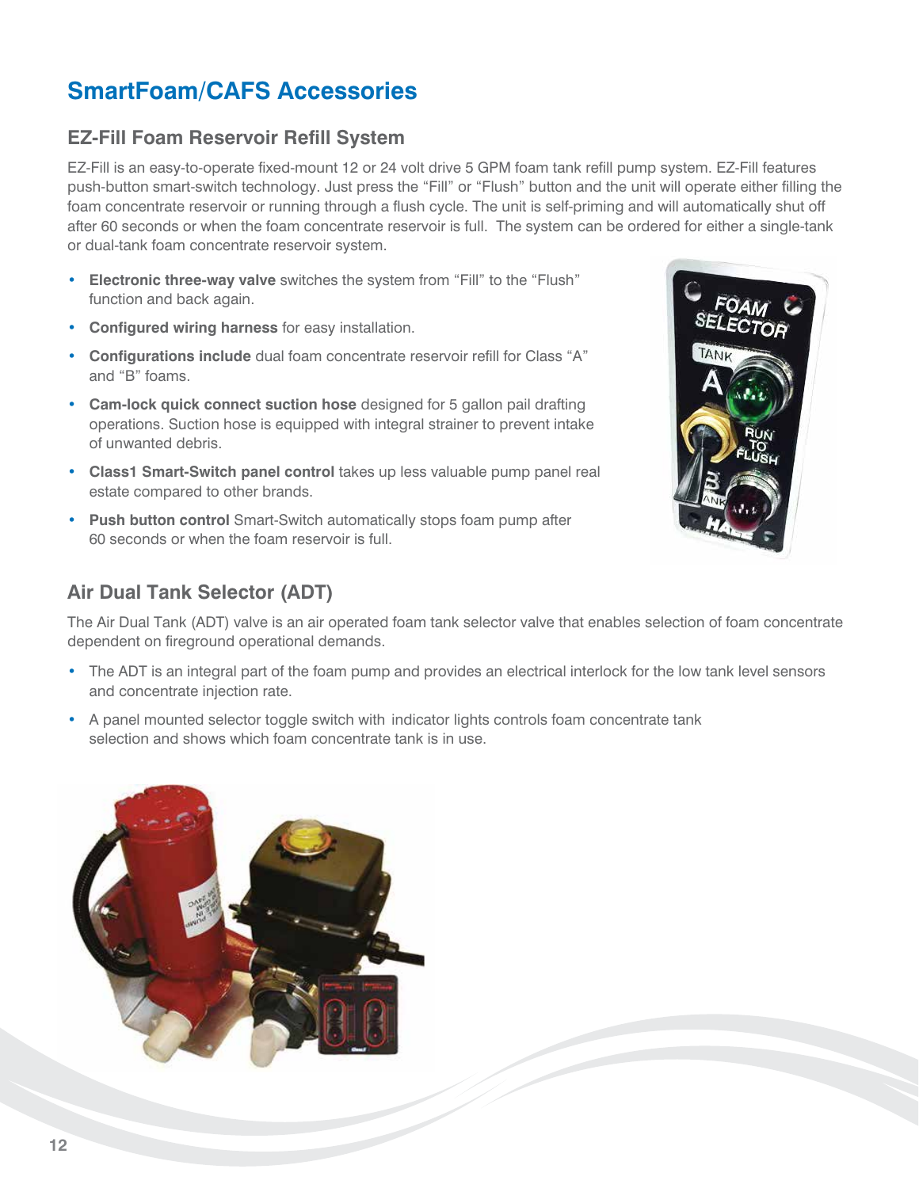# SmartFoam/CAFS Accessories

## EZ-Fill Foam Reservoir Refill System

EZ-Fill is an easy-to-operate fixed-mount 12 or 24 volt drive 5 GPM foam tank refill pump system. EZ-Fill features push-button smart-switch technology. Just press the "Fill" or "Flush" button and the unit will operate either filling the foam concentrate reservoir or running through a flush cycle. The unit is self-priming and will automatically shut off after 60 seconds or when the foam concentrate reservoir is full. The system can be ordered for either a single-tank or dual-tank foam concentrate reservoir system.

- **Electronic three-way valve** switches the system from "Fill" to the "Flush" function and back again.
- **Configured wiring harness** for easy installation.
- **Configurations include** dual foam concentrate reservoir refill for Class "A" and "B" foams.
- **Cam-lock quick connect suction hose** designed for 5 gallon pail drafting operations. Suction hose is equipped with integral strainer to prevent intake of unwanted debris.
- **Class1 Smart-Switch panel control** takes up less valuable pump panel real estate compared to other brands.
- **Push button control** Smart-Switch automatically stops foam pump after 60 seconds or when the foam reservoir is full.

## Air Dual Tank Selector (ADT)

The Air Dual Tank (ADT) valve is an air operated foam tank selector valve that enables selection of foam concentrate dependent on fireground operational demands.

- The ADT is an integral part of the foam pump and provides an electrical interlock for the low tank level sensors and concentrate injection rate.
- A panel mounted selector toggle switch with indicator lights controls foam concentrate tank selection and shows which foam concentrate tank is in use.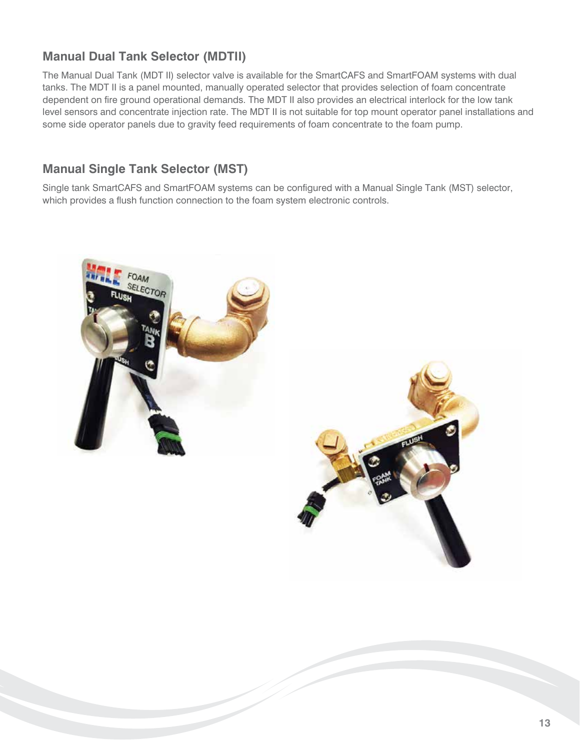## Manual Dual Tank Selector (MDTII)

The Manual Dual Tank (MDT II) selector valve is available for the SmartCAFS and SmartFOAM systems with dual tanks. The MDT II is a panel mounted, manually operated selector that provides selection of foam concentrate dependent on fire ground operational demands. The MDT II also provides an electrical interlock for the low tank level sensors and concentrate injection rate. The MDT II is not suitable for top mount operator panel installations and some side operator panels due to gravity feed requirements of foam concentrate to the foam pump.

## Manual Single Tank Selector (MST)

Single tank SmartCAFS and SmartFOAM systems can be configured with a Manual Single Tank (MST) selector, which provides a flush function connection to the foam system electronic controls.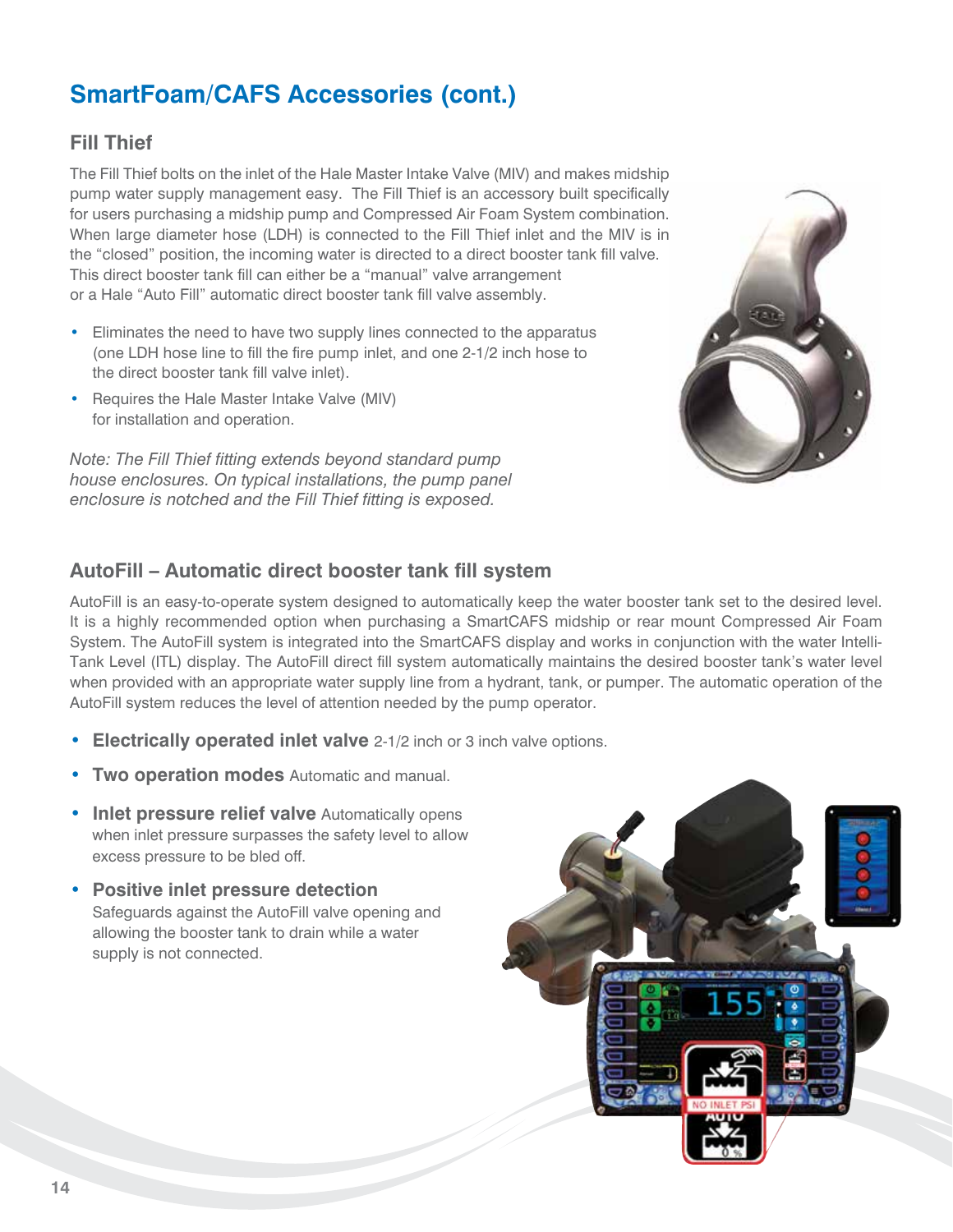## SmartFoam/CAFS Accessories (cont.)

### Fill Thief

The Fill Thief bolts on the inlet of the Hale Master Intake Valve (MIV) and makes midship pump water supply management easy. The Fill Thief is an accessory built specifically for users purchasing a midship pump and Compressed Air Foam System combination. When large diameter hose (LDH) is connected to the Fill Thief inlet and the MIV is in the "closed" position, the incoming water is directed to a direct booster tank fill valve. This direct booster tank fill can either be a "manual" valve arrangement or a Hale "Auto Fill" automatic direct booster tank fill valve assembly.

- Eliminates the need to have two supply lines connected to the apparatus (one LDH hose line to fill the fire pump inlet, and one 2-1/2 inch hose to the direct booster tank fill valve inlet).
- Requires the Hale Master Intake Valve (MIV) for installation and operation.

*Note: The Fill Thief fitting extends beyond standard pump house enclosures. On typical installations, the pump panel enclosure is notched and the Fill Thief fitting is exposed.*

### AutoFill – Automatic direct booster tank fill system

AutoFill is an easy-to-operate system designed to automatically keep the water booster tank set to the desired level. It is a highly recommended option when purchasing a SmartCAFS midship or rear mount Compressed Air Foam System. The AutoFill system is integrated into the SmartCAFS display and works in conjunction with the water Intelli-Tank Level (ITL) display. The AutoFill direct fill system automatically maintains the desired booster tank's water level when provided with an appropriate water supply line from a hydrant, tank, or pumper. The automatic operation of the AutoFill system reduces the level of attention needed by the pump operator.

- **Electrically operated inlet valve** 2-1/2 inch or 3 inch valve options.
- **Two operation modes** Automatic and manual.
- **Inlet pressure relief valve** Automatically opens when inlet pressure surpasses the safety level to allow excess pressure to be bled off.
- **Positive inlet pressure detection** Safeguards against the AutoFill valve opening and allowing the booster tank to drain while a water supply is not connected.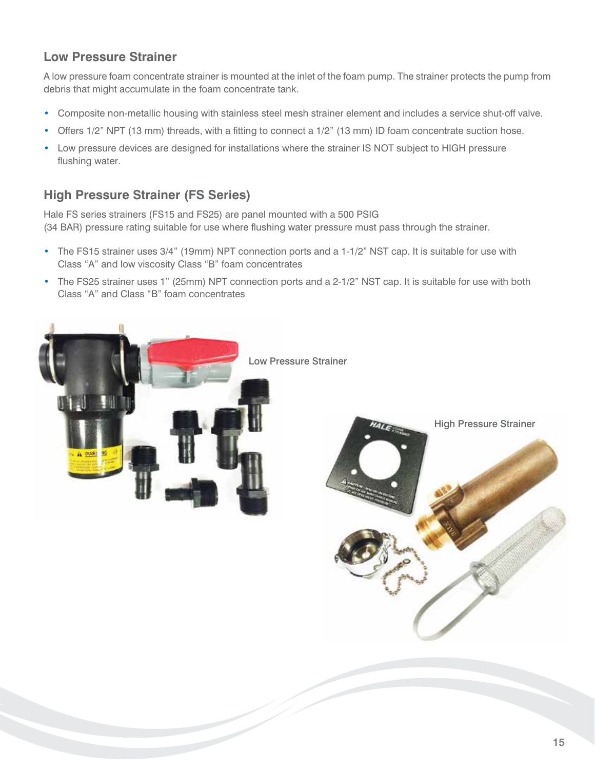## Low Pressure Strainer

A low pressure foam concentrate strainer is mounted at the inlet of the foam pump. The strainer protects the pump from debris that might accumulate in the foam concentrate tank.

- Composite non-metallic housing with stainless steel mesh strainer element and includes a service shut-off valve.
- Offers 1/2” NPT (13 mm) threads, with a fitting to connect a 1/2” (13 mm) ID foam concentrate suction hose.
- Low pressure devices are designed for installations where the strainer IS NOT subject to HIGH pressure flushing water.

## High Pressure Strainer (FS Series)

Hale FS series strainers (FS15 and FS25) are panel mounted with a 500 PSIG (34 BAR) pressure rating suitable for use where flushing water pressure must pass through the strainer.

- The FS15 strainer uses 3/4” (19mm) NPT connection ports and a 1-1/2” NST cap. It is suitable for use with Class “A” and low viscosity Class “B” foam concentrates
- The FS25 strainer uses 1” (25mm) NPT connection ports and a 2-1/2” NST cap. It is suitable for use with both Class “A” and Class “B” foam concentrates

Low Pressure Strainer

High Pressure Strainer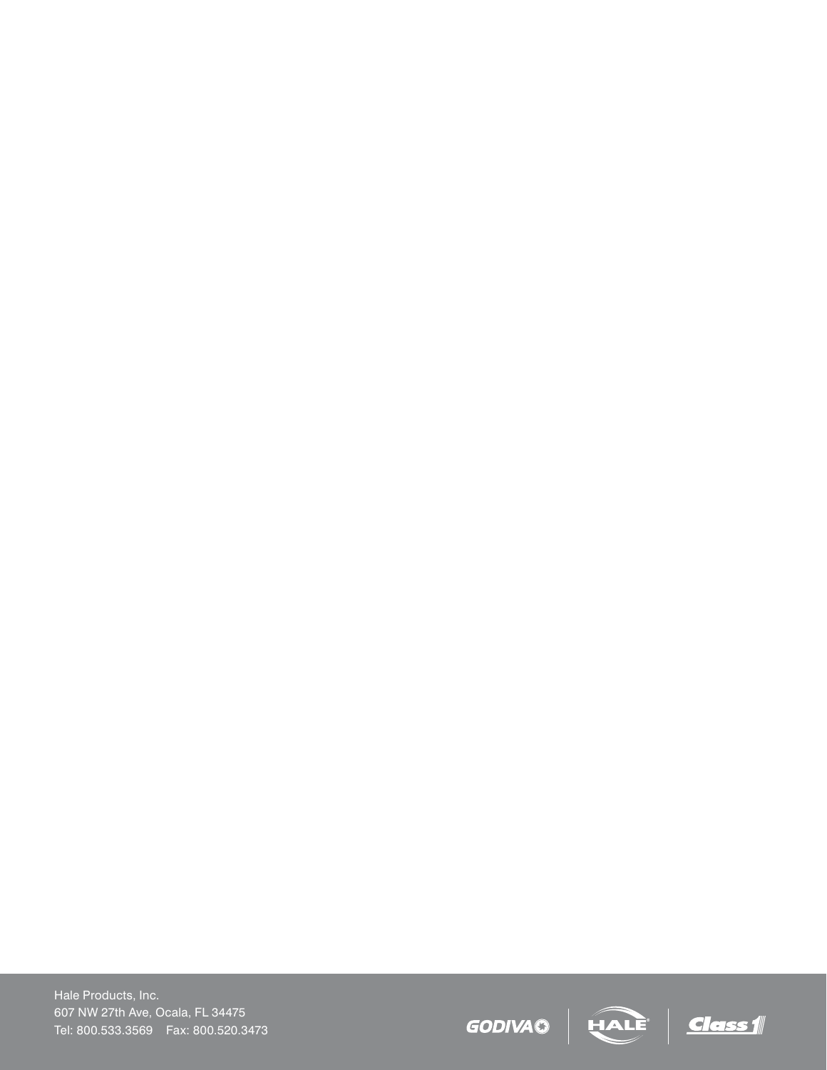Hale Products, Inc.
607 NW 27th Ave, Ocala, FL 34475
Tel: 800.533.3569    Fax: 800.520.3473